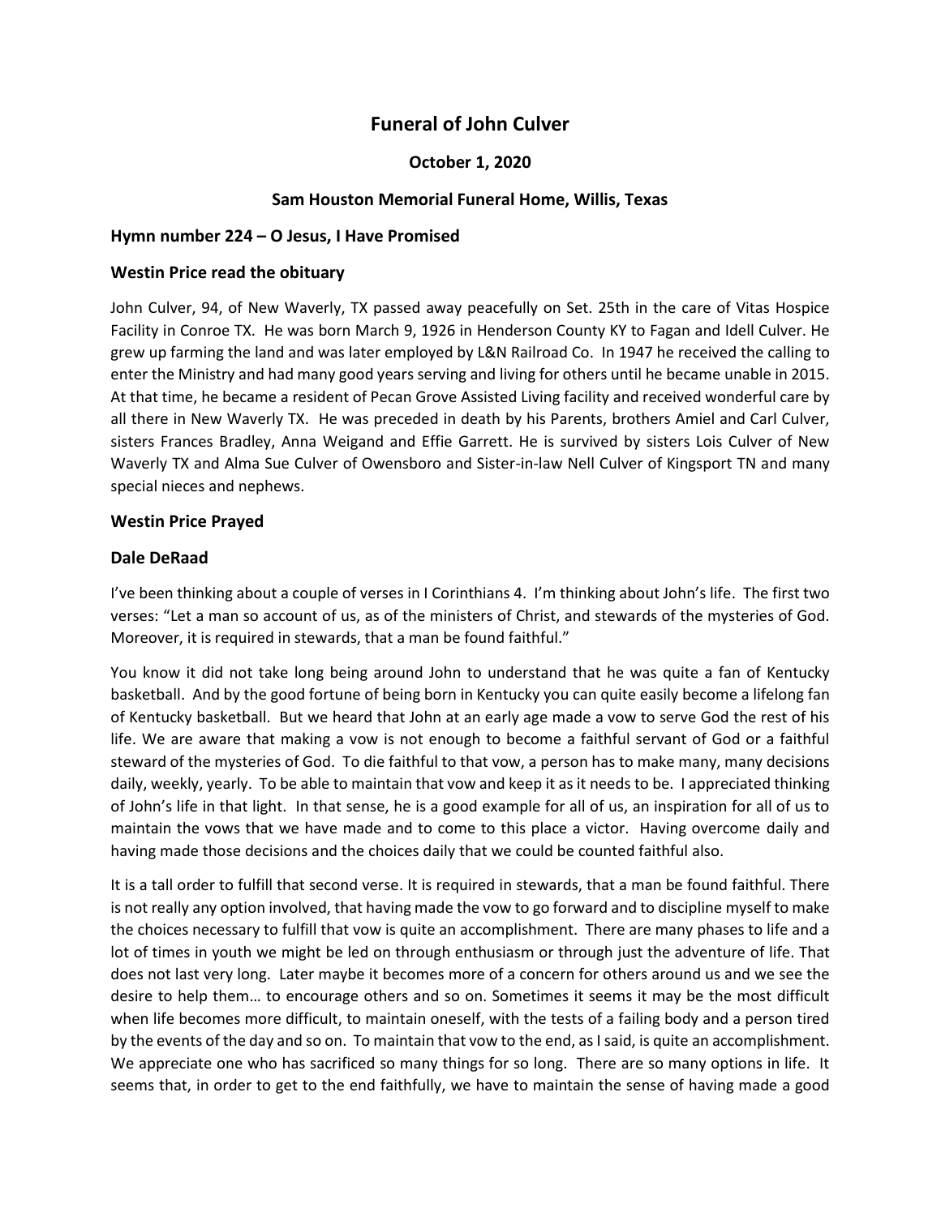# Funeral of John Culver

### October 1, 2020

### Sam Houston Memorial Funeral Home, Willis, Texas

### Hymn number 224 – O Jesus, I Have Promised

### Westin Price read the obituary

John Culver, 94, of New Waverly, TX passed away peacefully on Set. 25th in the care of Vitas Hospice Facility in Conroe TX. He was born March 9, 1926 in Henderson County KY to Fagan and Idell Culver. He grew up farming the land and was later employed by L&N Railroad Co. In 1947 he received the calling to enter the Ministry and had many good years serving and living for others until he became unable in 2015. At that time, he became a resident of Pecan Grove Assisted Living facility and received wonderful care by all there in New Waverly TX. He was preceded in death by his Parents, brothers Amiel and Carl Culver, sisters Frances Bradley, Anna Weigand and Effie Garrett. He is survived by sisters Lois Culver of New Waverly TX and Alma Sue Culver of Owensboro and Sister-in-law Nell Culver of Kingsport TN and many special nieces and nephews.

### Westin Price Prayed

### Dale DeRaad

I've been thinking about a couple of verses in I Corinthians 4. I'm thinking about John's life. The first two verses: "Let a man so account of us, as of the ministers of Christ, and stewards of the mysteries of God. Moreover, it is required in stewards, that a man be found faithful."

You know it did not take long being around John to understand that he was quite a fan of Kentucky basketball. And by the good fortune of being born in Kentucky you can quite easily become a lifelong fan of Kentucky basketball. But we heard that John at an early age made a vow to serve God the rest of his life. We are aware that making a vow is not enough to become a faithful servant of God or a faithful steward of the mysteries of God. To die faithful to that vow, a person has to make many, many decisions daily, weekly, yearly. To be able to maintain that vow and keep it as it needs to be. I appreciated thinking of John's life in that light. In that sense, he is a good example for all of us, an inspiration for all of us to maintain the vows that we have made and to come to this place a victor. Having overcome daily and having made those decisions and the choices daily that we could be counted faithful also.

It is a tall order to fulfill that second verse. It is required in stewards, that a man be found faithful. There is not really any option involved, that having made the vow to go forward and to discipline myself to make the choices necessary to fulfill that vow is quite an accomplishment. There are many phases to life and a lot of times in youth we might be led on through enthusiasm or through just the adventure of life. That does not last very long. Later maybe it becomes more of a concern for others around us and we see the desire to help them… to encourage others and so on. Sometimes it seems it may be the most difficult when life becomes more difficult, to maintain oneself, with the tests of a failing body and a person tired by the events of the day and so on. To maintain that vow to the end, as I said, is quite an accomplishment. We appreciate one who has sacrificed so many things for so long. There are so many options in life. It seems that, in order to get to the end faithfully, we have to maintain the sense of having made a good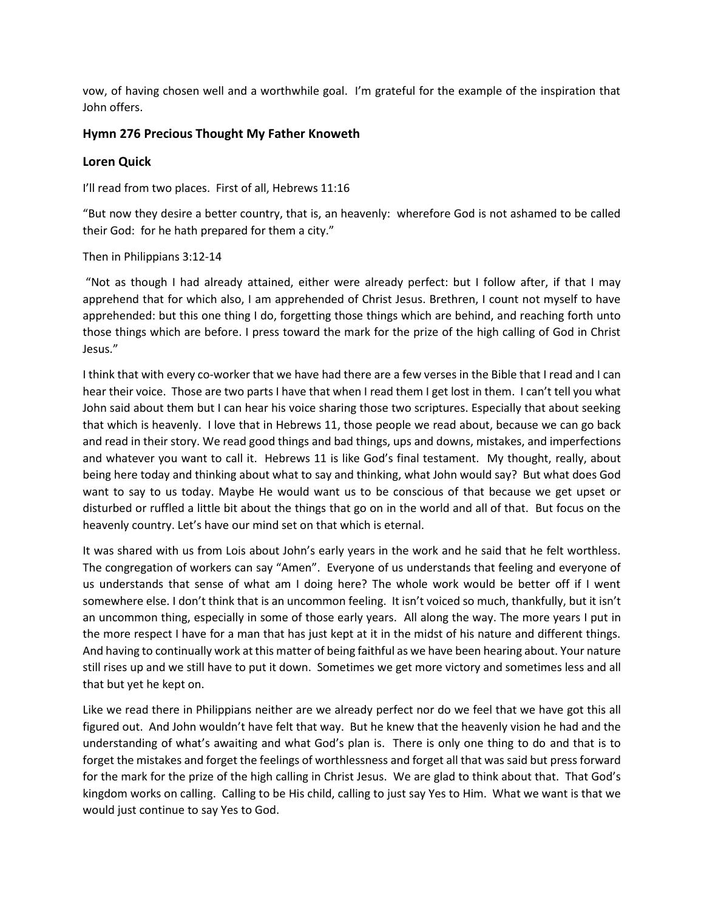vow, of having chosen well and a worthwhile goal. I'm grateful for the example of the inspiration that John offers.

### Hymn 276 Precious Thought My Father Knoweth

### Loren Quick

I'll read from two places. First of all, Hebrews 11:16

"But now they desire a better country, that is, an heavenly: wherefore God is not ashamed to be called their God: for he hath prepared for them a city."

Then in Philippians 3:12-14

"Not as though I had already attained, either were already perfect: but I follow after, if that I may apprehend that for which also, I am apprehended of Christ Jesus. Brethren, I count not myself to have apprehended: but this one thing I do, forgetting those things which are behind, and reaching forth unto those things which are before. I press toward the mark for the prize of the high calling of God in Christ Jesus."

I think that with every co-worker that we have had there are a few verses in the Bible that I read and I can hear their voice. Those are two parts I have that when I read them I get lost in them. I can't tell you what John said about them but I can hear his voice sharing those two scriptures. Especially that about seeking that which is heavenly. I love that in Hebrews 11, those people we read about, because we can go back and read in their story. We read good things and bad things, ups and downs, mistakes, and imperfections and whatever you want to call it. Hebrews 11 is like God's final testament. My thought, really, about being here today and thinking about what to say and thinking, what John would say? But what does God want to say to us today. Maybe He would want us to be conscious of that because we get upset or disturbed or ruffled a little bit about the things that go on in the world and all of that. But focus on the heavenly country. Let's have our mind set on that which is eternal.

It was shared with us from Lois about John's early years in the work and he said that he felt worthless. The congregation of workers can say "Amen". Everyone of us understands that feeling and everyone of us understands that sense of what am I doing here? The whole work would be better off if I went somewhere else. I don't think that is an uncommon feeling. It isn't voiced so much, thankfully, but it isn't an uncommon thing, especially in some of those early years. All along the way. The more years I put in the more respect I have for a man that has just kept at it in the midst of his nature and different things. And having to continually work at this matter of being faithful as we have been hearing about. Your nature still rises up and we still have to put it down. Sometimes we get more victory and sometimes less and all that but yet he kept on.

Like we read there in Philippians neither are we already perfect nor do we feel that we have got this all figured out. And John wouldn't have felt that way. But he knew that the heavenly vision he had and the understanding of what's awaiting and what God's plan is. There is only one thing to do and that is to forget the mistakes and forget the feelings of worthlessness and forget all that was said but press forward for the mark for the prize of the high calling in Christ Jesus. We are glad to think about that. That God's kingdom works on calling. Calling to be His child, calling to just say Yes to Him. What we want is that we would just continue to say Yes to God.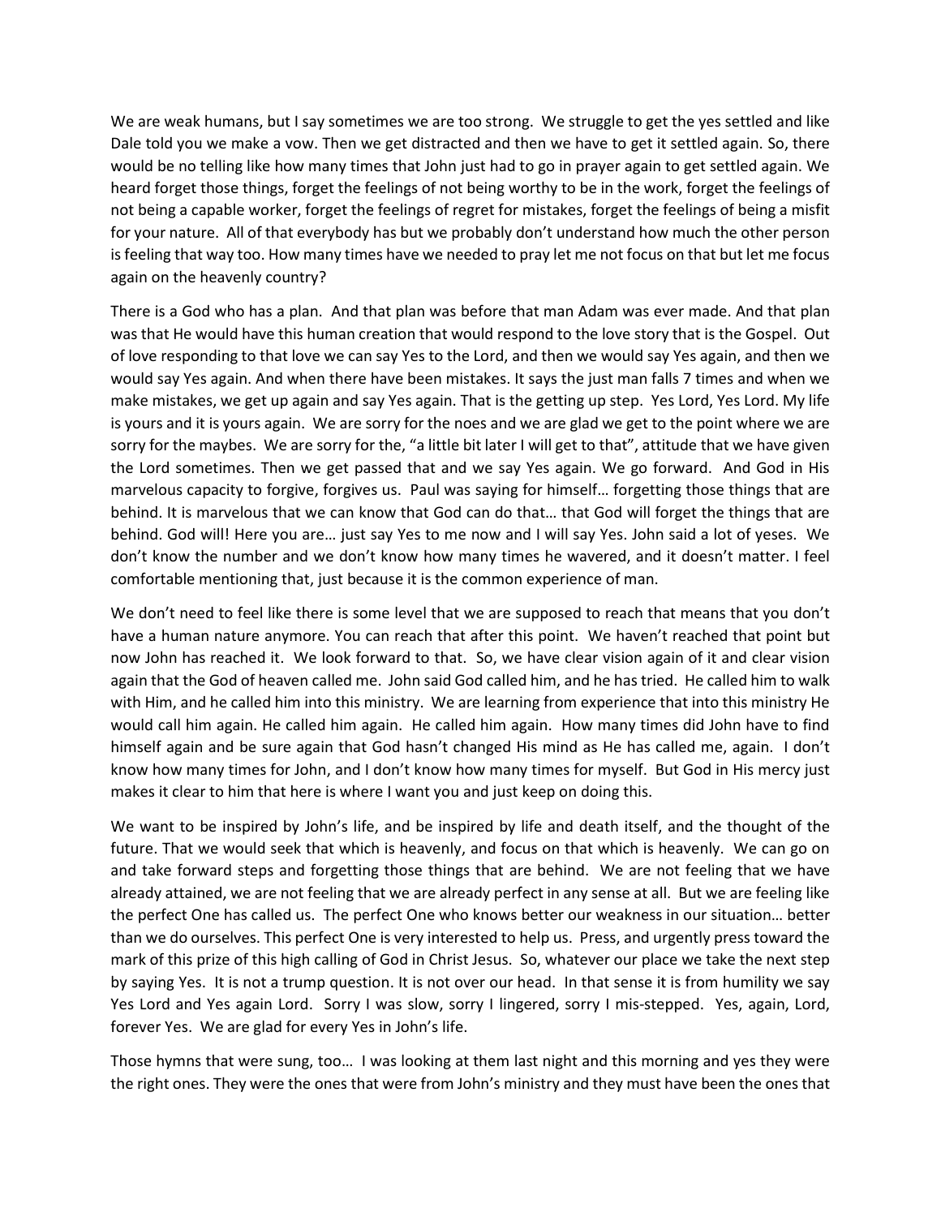We are weak humans, but I say sometimes we are too strong. We struggle to get the yes settled and like Dale told you we make a vow. Then we get distracted and then we have to get it settled again. So, there would be no telling like how many times that John just had to go in prayer again to get settled again. We heard forget those things, forget the feelings of not being worthy to be in the work, forget the feelings of not being a capable worker, forget the feelings of regret for mistakes, forget the feelings of being a misfit for your nature. All of that everybody has but we probably don't understand how much the other person is feeling that way too. How many times have we needed to pray let me not focus on that but let me focus again on the heavenly country?

There is a God who has a plan. And that plan was before that man Adam was ever made. And that plan was that He would have this human creation that would respond to the love story that is the Gospel. Out of love responding to that love we can say Yes to the Lord, and then we would say Yes again, and then we would say Yes again. And when there have been mistakes. It says the just man falls 7 times and when we make mistakes, we get up again and say Yes again. That is the getting up step. Yes Lord, Yes Lord. My life is yours and it is yours again. We are sorry for the noes and we are glad we get to the point where we are sorry for the maybes. We are sorry for the, "a little bit later I will get to that", attitude that we have given the Lord sometimes. Then we get passed that and we say Yes again. We go forward. And God in His marvelous capacity to forgive, forgives us. Paul was saying for himself… forgetting those things that are behind. It is marvelous that we can know that God can do that… that God will forget the things that are behind. God will! Here you are… just say Yes to me now and I will say Yes. John said a lot of yeses. We don't know the number and we don't know how many times he wavered, and it doesn't matter. I feel comfortable mentioning that, just because it is the common experience of man.

We don't need to feel like there is some level that we are supposed to reach that means that you don't have a human nature anymore. You can reach that after this point. We haven't reached that point but now John has reached it. We look forward to that. So, we have clear vision again of it and clear vision again that the God of heaven called me. John said God called him, and he has tried. He called him to walk with Him, and he called him into this ministry. We are learning from experience that into this ministry He would call him again. He called him again. He called him again. How many times did John have to find himself again and be sure again that God hasn't changed His mind as He has called me, again. I don't know how many times for John, and I don't know how many times for myself. But God in His mercy just makes it clear to him that here is where I want you and just keep on doing this.

We want to be inspired by John's life, and be inspired by life and death itself, and the thought of the future. That we would seek that which is heavenly, and focus on that which is heavenly. We can go on and take forward steps and forgetting those things that are behind. We are not feeling that we have already attained, we are not feeling that we are already perfect in any sense at all. But we are feeling like the perfect One has called us. The perfect One who knows better our weakness in our situation… better than we do ourselves. This perfect One is very interested to help us. Press, and urgently press toward the mark of this prize of this high calling of God in Christ Jesus. So, whatever our place we take the next step by saying Yes. It is not a trump question. It is not over our head. In that sense it is from humility we say Yes Lord and Yes again Lord. Sorry I was slow, sorry I lingered, sorry I mis-stepped. Yes, again, Lord, forever Yes. We are glad for every Yes in John's life.

Those hymns that were sung, too… I was looking at them last night and this morning and yes they were the right ones. They were the ones that were from John's ministry and they must have been the ones that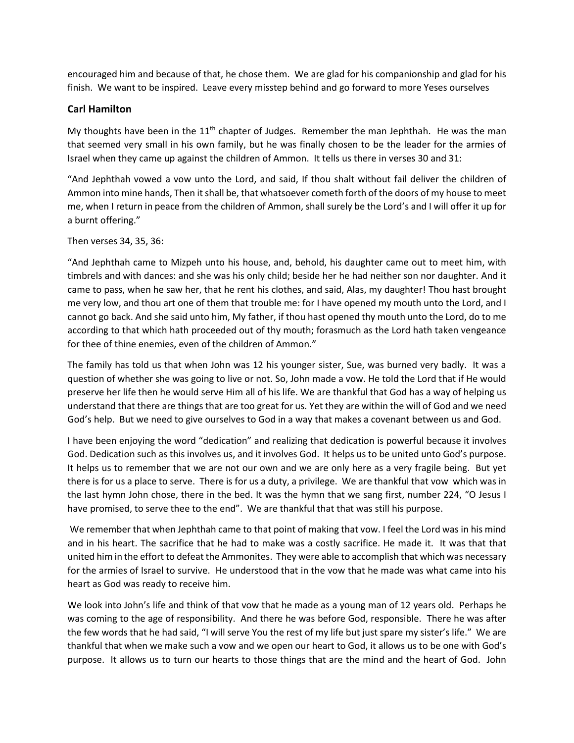encouraged him and because of that, he chose them. We are glad for his companionship and glad for his finish. We want to be inspired. Leave every misstep behind and go forward to more Yeses ourselves

### Carl Hamilton

My thoughts have been in the 11th chapter of Judges. Remember the man Jephthah. He was the man that seemed very small in his own family, but he was finally chosen to be the leader for the armies of Israel when they came up against the children of Ammon. It tells us there in verses 30 and 31:

"And Jephthah vowed a vow unto the Lord, and said, If thou shalt without fail deliver the children of Ammon into mine hands, Then it shall be, that whatsoever cometh forth of the doors of my house to meet me, when I return in peace from the children of Ammon, shall surely be the Lord's and I will offer it up for a burnt offering."

Then verses 34, 35, 36:

"And Jephthah came to Mizpeh unto his house, and, behold, his daughter came out to meet him, with timbrels and with dances: and she was his only child; beside her he had neither son nor daughter. And it came to pass, when he saw her, that he rent his clothes, and said, Alas, my daughter! Thou hast brought me very low, and thou art one of them that trouble me: for I have opened my mouth unto the Lord, and I cannot go back. And she said unto him, My father, if thou hast opened thy mouth unto the Lord, do to me according to that which hath proceeded out of thy mouth; forasmuch as the Lord hath taken vengeance for thee of thine enemies, even of the children of Ammon."

The family has told us that when John was 12 his younger sister, Sue, was burned very badly. It was a question of whether she was going to live or not. So, John made a vow. He told the Lord that if He would preserve her life then he would serve Him all of his life. We are thankful that God has a way of helping us understand that there are things that are too great for us. Yet they are within the will of God and we need God's help. But we need to give ourselves to God in a way that makes a covenant between us and God.

I have been enjoying the word "dedication" and realizing that dedication is powerful because it involves God. Dedication such as this involves us, and it involves God. It helps us to be united unto God's purpose. It helps us to remember that we are not our own and we are only here as a very fragile being. But yet there is for us a place to serve. There is for us a duty, a privilege. We are thankful that vow which was in the last hymn John chose, there in the bed. It was the hymn that we sang first, number 224, "O Jesus I have promised, to serve thee to the end". We are thankful that that was still his purpose.

We remember that when Jephthah came to that point of making that vow. I feel the Lord was in his mind and in his heart. The sacrifice that he had to make was a costly sacrifice. He made it. It was that that united him in the effort to defeat the Ammonites. They were able to accomplish that which was necessary for the armies of Israel to survive. He understood that in the vow that he made was what came into his heart as God was ready to receive him.

We look into John's life and think of that vow that he made as a young man of 12 years old. Perhaps he was coming to the age of responsibility. And there he was before God, responsible. There he was after the few words that he had said, "I will serve You the rest of my life but just spare my sister's life." We are thankful that when we make such a vow and we open our heart to God, it allows us to be one with God's purpose. It allows us to turn our hearts to those things that are the mind and the heart of God. John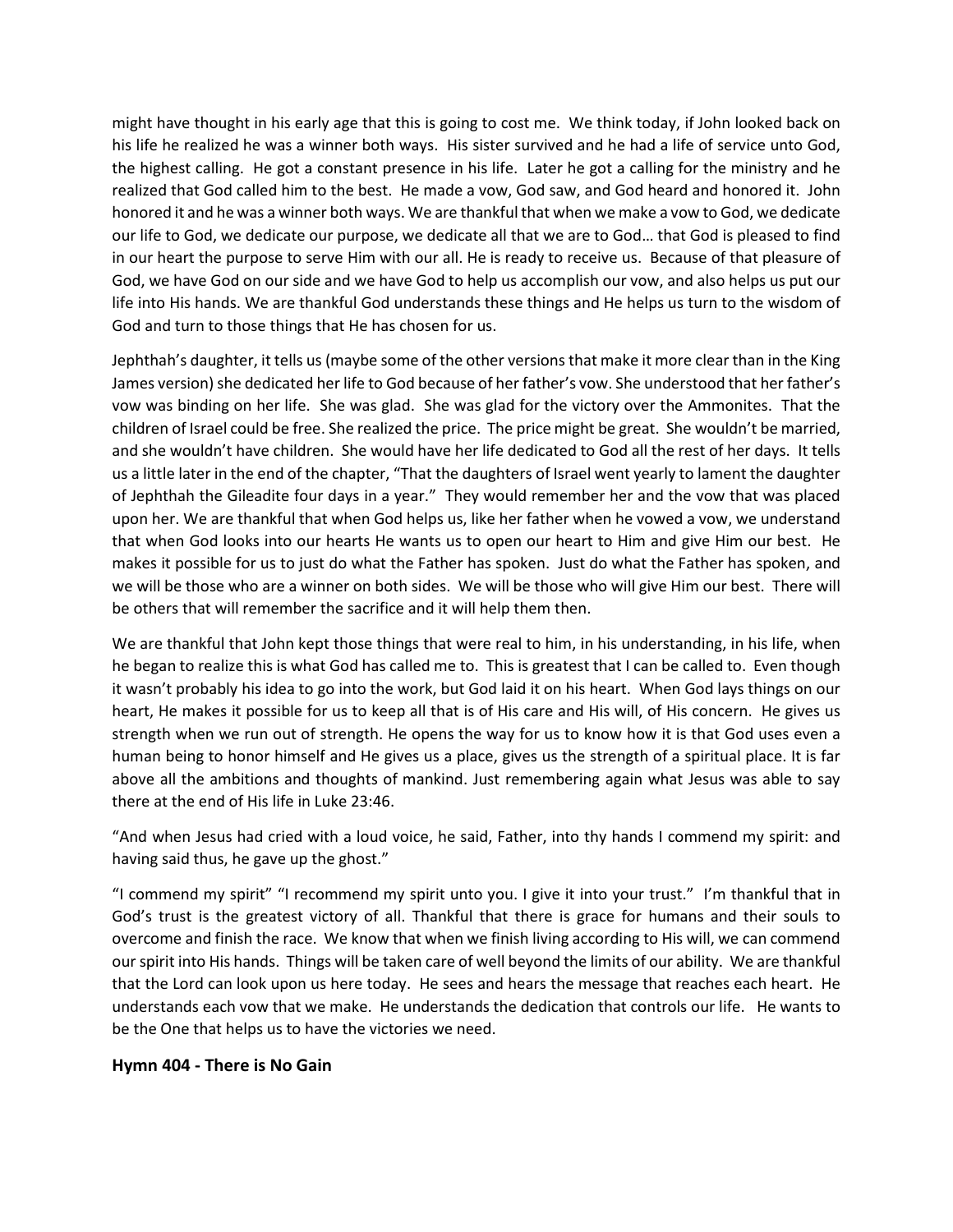might have thought in his early age that this is going to cost me. We think today, if John looked back on his life he realized he was a winner both ways. His sister survived and he had a life of service unto God, the highest calling. He got a constant presence in his life. Later he got a calling for the ministry and he realized that God called him to the best. He made a vow, God saw, and God heard and honored it. John honored it and he was a winner both ways. We are thankful that when we make a vow to God, we dedicate our life to God, we dedicate our purpose, we dedicate all that we are to God… that God is pleased to find in our heart the purpose to serve Him with our all. He is ready to receive us. Because of that pleasure of God, we have God on our side and we have God to help us accomplish our vow, and also helps us put our life into His hands. We are thankful God understands these things and He helps us turn to the wisdom of God and turn to those things that He has chosen for us.

Jephthah's daughter, it tells us (maybe some of the other versions that make it more clear than in the King James version) she dedicated her life to God because of her father's vow. She understood that her father's vow was binding on her life. She was glad. She was glad for the victory over the Ammonites. That the children of Israel could be free. She realized the price. The price might be great. She wouldn't be married, and she wouldn't have children. She would have her life dedicated to God all the rest of her days. It tells us a little later in the end of the chapter, "That the daughters of Israel went yearly to lament the daughter of Jephthah the Gileadite four days in a year." They would remember her and the vow that was placed upon her. We are thankful that when God helps us, like her father when he vowed a vow, we understand that when God looks into our hearts He wants us to open our heart to Him and give Him our best. He makes it possible for us to just do what the Father has spoken. Just do what the Father has spoken, and we will be those who are a winner on both sides. We will be those who will give Him our best. There will be others that will remember the sacrifice and it will help them then.

We are thankful that John kept those things that were real to him, in his understanding, in his life, when he began to realize this is what God has called me to. This is greatest that I can be called to. Even though it wasn't probably his idea to go into the work, but God laid it on his heart. When God lays things on our heart, He makes it possible for us to keep all that is of His care and His will, of His concern. He gives us strength when we run out of strength. He opens the way for us to know how it is that God uses even a human being to honor himself and He gives us a place, gives us the strength of a spiritual place. It is far above all the ambitions and thoughts of mankind. Just remembering again what Jesus was able to say there at the end of His life in Luke 23:46.

"And when Jesus had cried with a loud voice, he said, Father, into thy hands I commend my spirit: and having said thus, he gave up the ghost."

"I commend my spirit" "I recommend my spirit unto you. I give it into your trust." I'm thankful that in God's trust is the greatest victory of all. Thankful that there is grace for humans and their souls to overcome and finish the race. We know that when we finish living according to His will, we can commend our spirit into His hands. Things will be taken care of well beyond the limits of our ability. We are thankful that the Lord can look upon us here today. He sees and hears the message that reaches each heart. He understands each vow that we make. He understands the dedication that controls our life. He wants to be the One that helps us to have the victories we need.

**Hymn 404 - There is No Gain**